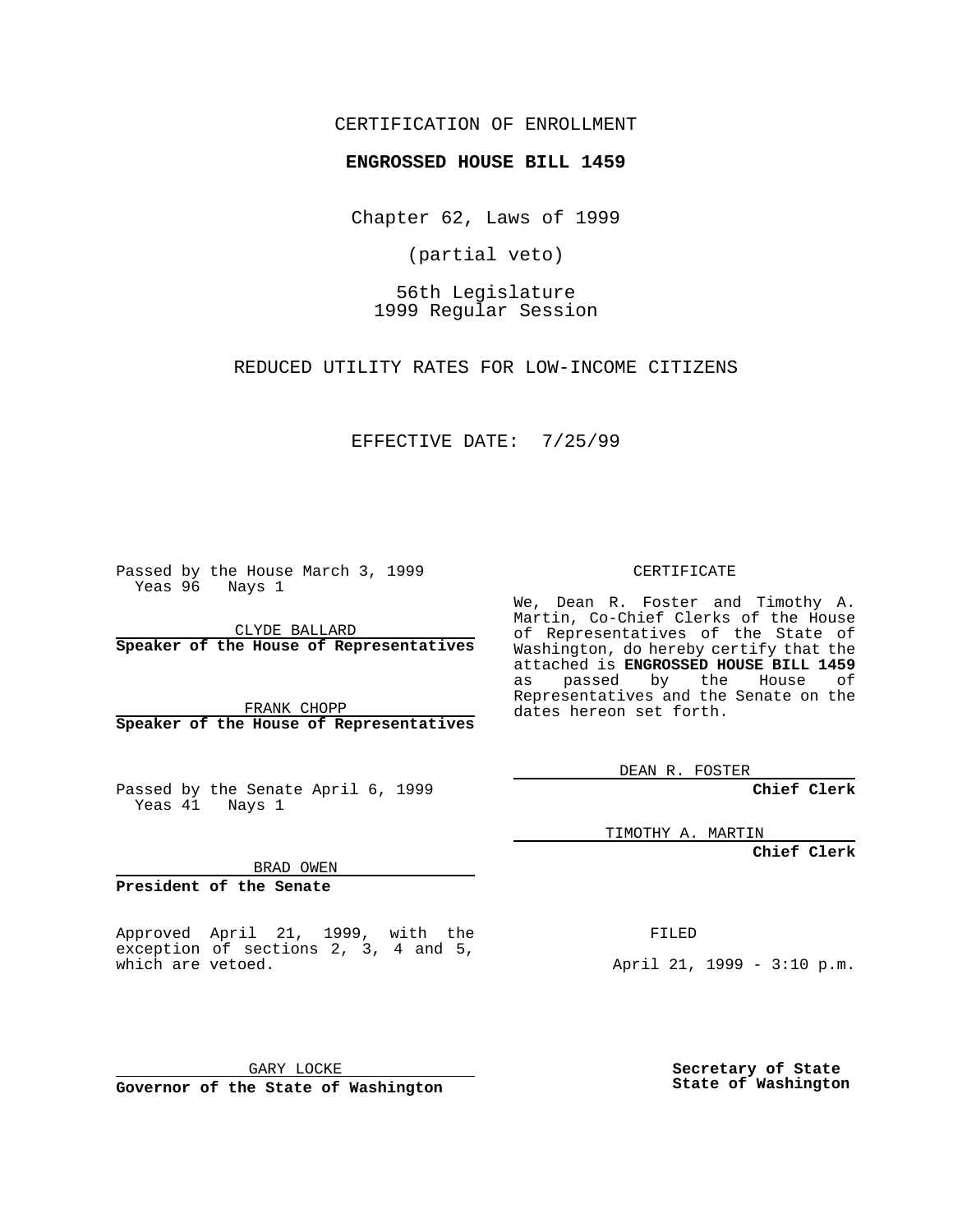CERTIFICATION OF ENROLLMENT

**ENGROSSED HOUSE BILL 1459**

Chapter 62, Laws of 1999

(partial veto)

56th Legislature
1999 Regular Session

REDUCED UTILITY RATES FOR LOW-INCOME CITIZENS

EFFECTIVE DATE: 7/25/99

Passed by the House March 3, 1999
Yeas 96 Nays 1

CLYDE BALLARD
**Speaker of the House of Representatives**

FRANK CHOPP
**Speaker of the House of Representatives**

Passed by the Senate April 6, 1999
Yeas 41 Nays 1

BRAD OWEN
**President of the Senate**

Approved April 21, 1999, with the exception of sections 2, 3, 4 and 5, which are vetoed.

GARY LOCKE
**Governor of the State of Washington**

CERTIFICATE

We, Dean R. Foster and Timothy A. Martin, Co-Chief Clerks of the House of Representatives of the State of Washington, do hereby certify that the attached is **ENGROSSED HOUSE BILL 1459** as passed by the House of Representatives and the Senate on the dates hereon set forth.

DEAN R. FOSTER
**Chief Clerk**

TIMOTHY A. MARTIN
**Chief Clerk**

FILED

April 21, 1999 - 3:10 p.m.

**Secretary of State**
**State of Washington**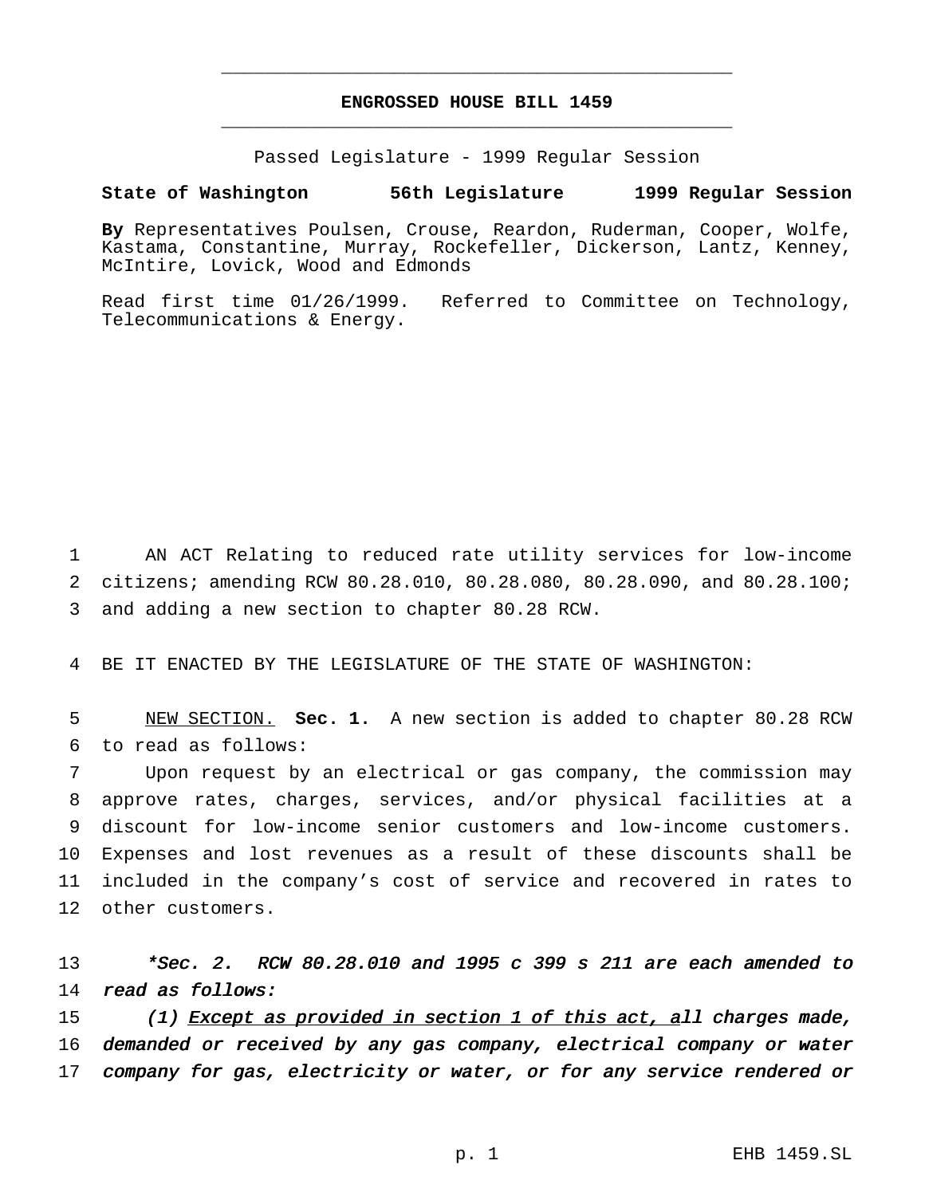# ENGROSSED HOUSE BILL 1459

Passed Legislature - 1999 Regular Session

**State of Washington 56th Legislature 1999 Regular Session**

**By** Representatives Poulsen, Crouse, Reardon, Ruderman, Cooper, Wolfe, Kastama, Constantine, Murray, Rockefeller, Dickerson, Lantz, Kenney, McIntire, Lovick, Wood and Edmonds

Read first time 01/26/1999. Referred to Committee on Technology, Telecommunications & Energy.

1 AN ACT Relating to reduced rate utility services for low-income
2 citizens; amending RCW 80.28.010, 80.28.080, 80.28.090, and 80.28.100;
3 and adding a new section to chapter 80.28 RCW.

4 BE IT ENACTED BY THE LEGISLATURE OF THE STATE OF WASHINGTON:

5 <u>NEW SECTION.</u> **Sec. 1.** A new section is added to chapter 80.28 RCW
6 to read as follows:
7 Upon request by an electrical or gas company, the commission may
8 approve rates, charges, services, and/or physical facilities at a
9 discount for low-income senior customers and low-income customers.
10 Expenses and lost revenues as a result of these discounts shall be
11 included in the company's cost of service and recovered in rates to
12 other customers.

13 *\*Sec. 2. RCW 80.28.010 and 1995 c 399 s 211 are each amended to*
14 *read as follows:*
15 *(1) <u>Except as provided in section 1 of this act, a</u>ll charges made,*
16 *demanded or received by any gas company, electrical company or water*
17 *company for gas, electricity or water, or for any service rendered or*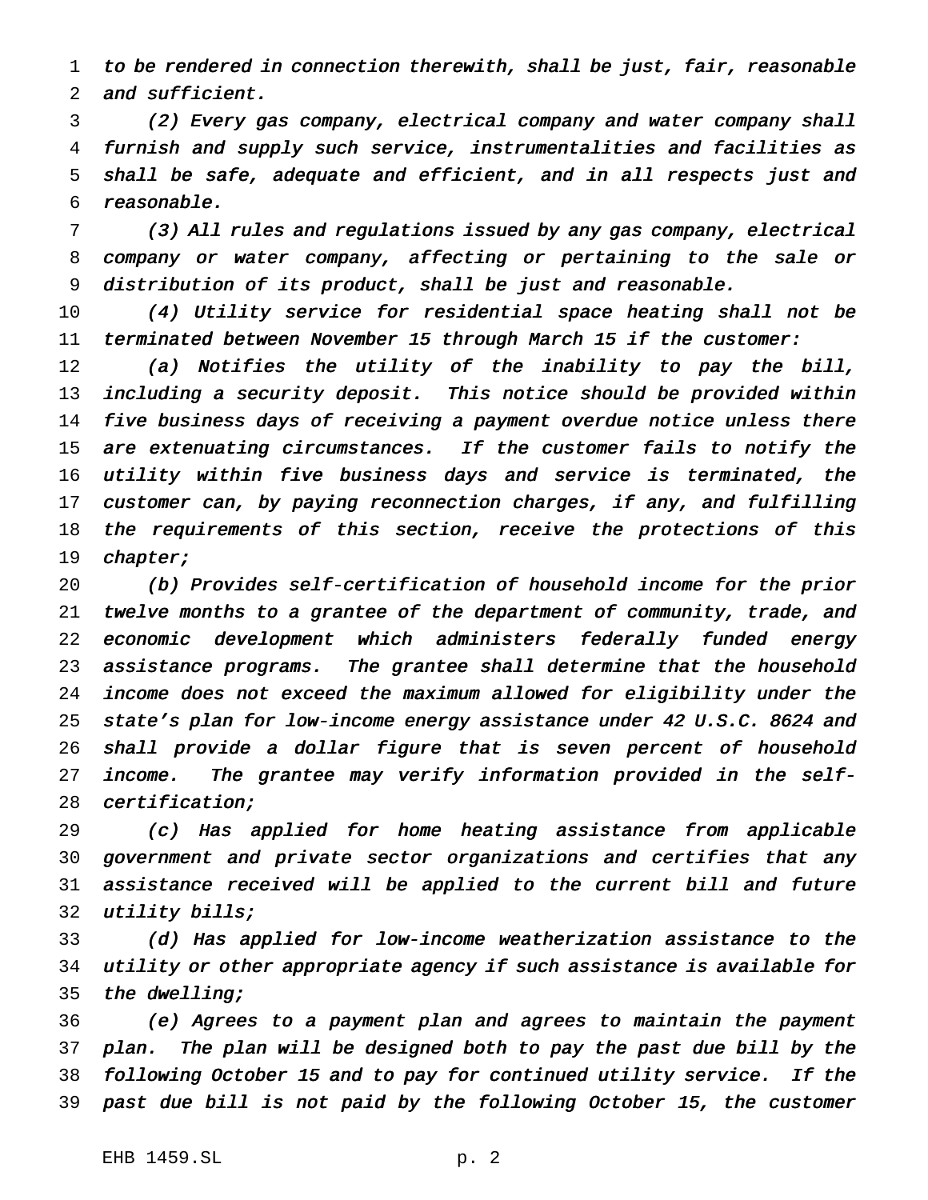*to be rendered in connection therewith, shall be just, fair, reasonable and sufficient.*

*(2) Every gas company, electrical company and water company shall furnish and supply such service, instrumentalities and facilities as shall be safe, adequate and efficient, and in all respects just and reasonable.*

*(3) All rules and regulations issued by any gas company, electrical company or water company, affecting or pertaining to the sale or distribution of its product, shall be just and reasonable.*

*(4) Utility service for residential space heating shall not be terminated between November 15 through March 15 if the customer:*

*(a) Notifies the utility of the inability to pay the bill, including a security deposit. This notice should be provided within five business days of receiving a payment overdue notice unless there are extenuating circumstances. If the customer fails to notify the utility within five business days and service is terminated, the customer can, by paying reconnection charges, if any, and fulfilling the requirements of this section, receive the protections of this chapter;*

*(b) Provides self-certification of household income for the prior twelve months to a grantee of the department of community, trade, and economic development which administers federally funded energy assistance programs. The grantee shall determine that the household income does not exceed the maximum allowed for eligibility under the state's plan for low-income energy assistance under 42 U.S.C. 8624 and shall provide a dollar figure that is seven percent of household income. The grantee may verify information provided in the self-certification;*

*(c) Has applied for home heating assistance from applicable government and private sector organizations and certifies that any assistance received will be applied to the current bill and future utility bills;*

*(d) Has applied for low-income weatherization assistance to the utility or other appropriate agency if such assistance is available for the dwelling;*

*(e) Agrees to a payment plan and agrees to maintain the payment plan. The plan will be designed both to pay the past due bill by the following October 15 and to pay for continued utility service. If the past due bill is not paid by the following October 15, the customer*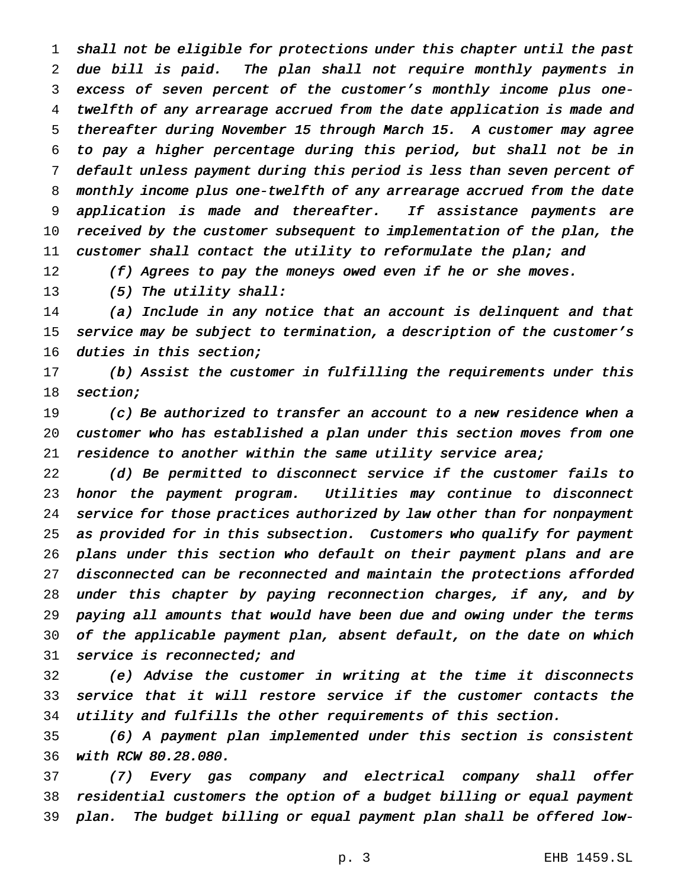*shall not be eligible for protections under this chapter until the past due bill is paid. The plan shall not require monthly payments in excess of seven percent of the customer's monthly income plus one-twelfth of any arrearage accrued from the date application is made and thereafter during November 15 through March 15. A customer may agree to pay a higher percentage during this period, but shall not be in default unless payment during this period is less than seven percent of monthly income plus one-twelfth of any arrearage accrued from the date application is made and thereafter. If assistance payments are received by the customer subsequent to implementation of the plan, the customer shall contact the utility to reformulate the plan; and*

*(f) Agrees to pay the moneys owed even if he or she moves.*

*(5) The utility shall:*

*(a) Include in any notice that an account is delinquent and that service may be subject to termination, a description of the customer's duties in this section;*

*(b) Assist the customer in fulfilling the requirements under this section;*

*(c) Be authorized to transfer an account to a new residence when a customer who has established a plan under this section moves from one residence to another within the same utility service area;*

*(d) Be permitted to disconnect service if the customer fails to honor the payment program. Utilities may continue to disconnect service for those practices authorized by law other than for nonpayment as provided for in this subsection. Customers who qualify for payment plans under this section who default on their payment plans and are disconnected can be reconnected and maintain the protections afforded under this chapter by paying reconnection charges, if any, and by paying all amounts that would have been due and owing under the terms of the applicable payment plan, absent default, on the date on which service is reconnected; and*

*(e) Advise the customer in writing at the time it disconnects service that it will restore service if the customer contacts the utility and fulfills the other requirements of this section.*

*(6) A payment plan implemented under this section is consistent with RCW 80.28.080.*

*(7) Every gas company and electrical company shall offer residential customers the option of a budget billing or equal payment plan. The budget billing or equal payment plan shall be offered low-*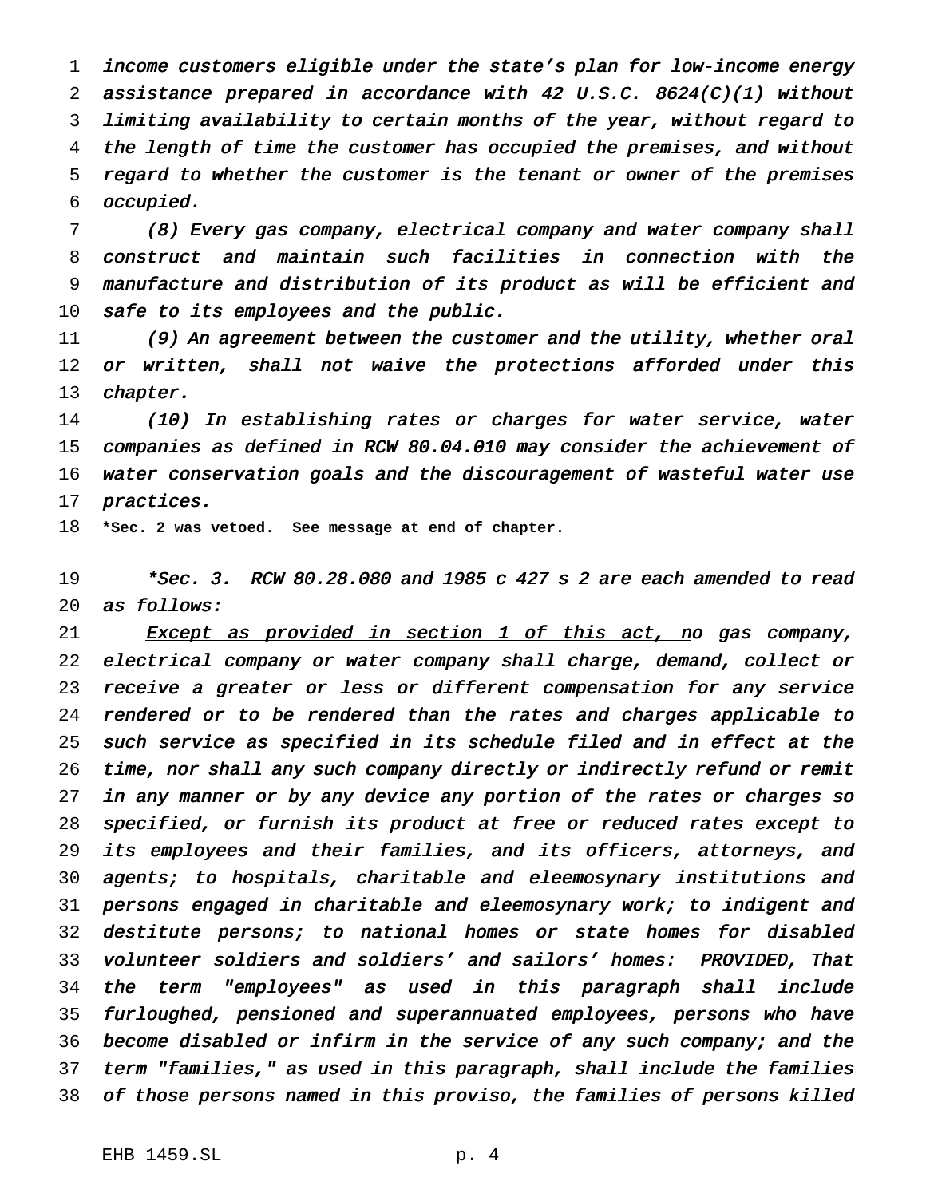income customers eligible under the state's plan for low-income energy assistance prepared in accordance with 42 U.S.C. 8624(C)(1) without limiting availability to certain months of the year, without regard to the length of time the customer has occupied the premises, and without regard to whether the customer is the tenant or owner of the premises occupied.

(8) Every gas company, electrical company and water company shall construct and maintain such facilities in connection with the manufacture and distribution of its product as will be efficient and safe to its employees and the public.

(9) An agreement between the customer and the utility, whether oral or written, shall not waive the protections afforded under this chapter.

(10) In establishing rates or charges for water service, water companies as defined in RCW 80.04.010 may consider the achievement of water conservation goals and the discouragement of wasteful water use practices.

**\*Sec. 2 was vetoed. See message at end of chapter.**

\*Sec. 3. RCW 80.28.080 and 1985 c 427 s 2 are each amended to read as follows:

<u>Except as provided in section 1 of this act, n</u>o gas company, electrical company or water company shall charge, demand, collect or receive a greater or less or different compensation for any service rendered or to be rendered than the rates and charges applicable to such service as specified in its schedule filed and in effect at the time, nor shall any such company directly or indirectly refund or remit in any manner or by any device any portion of the rates or charges so specified, or furnish its product at free or reduced rates except to its employees and their families, and its officers, attorneys, and agents; to hospitals, charitable and eleemosynary institutions and persons engaged in charitable and eleemosynary work; to indigent and destitute persons; to national homes or state homes for disabled volunteer soldiers and soldiers' and sailors' homes: PROVIDED, That the term "employees" as used in this paragraph shall include furloughed, pensioned and superannuated employees, persons who have become disabled or infirm in the service of any such company; and the term "families," as used in this paragraph, shall include the families of those persons named in this proviso, the families of persons killed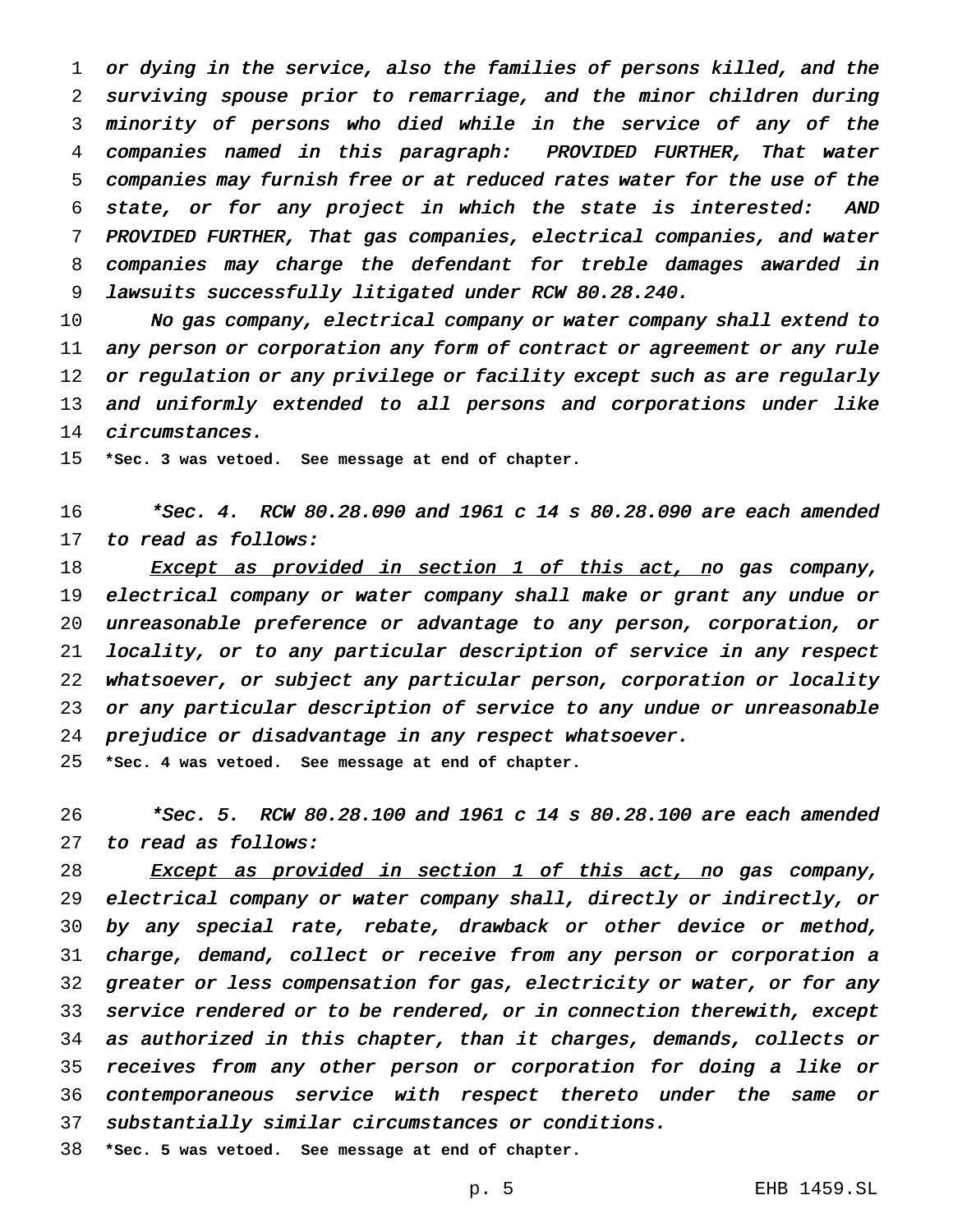or dying in the service, also the families of persons killed, and the surviving spouse prior to remarriage, and the minor children during minority of persons who died while in the service of any of the companies named in this paragraph: PROVIDED FURTHER, That water companies may furnish free or at reduced rates water for the use of the state, or for any project in which the state is interested: AND PROVIDED FURTHER, That gas companies, electrical companies, and water companies may charge the defendant for treble damages awarded in lawsuits successfully litigated under RCW 80.28.240.

No gas company, electrical company or water company shall extend to any person or corporation any form of contract or agreement or any rule or regulation or any privilege or facility except such as are regularly and uniformly extended to all persons and corporations under like circumstances.

**\*Sec. 3 was vetoed. See message at end of chapter.**

\*Sec. 4. RCW 80.28.090 and 1961 c 14 s 80.28.090 are each amended to read as follows:

<u>Except as provided in section 1 of this act, n</u>o gas company, electrical company or water company shall make or grant any undue or unreasonable preference or advantage to any person, corporation, or locality, or to any particular description of service in any respect whatsoever, or subject any particular person, corporation or locality or any particular description of service to any undue or unreasonable prejudice or disadvantage in any respect whatsoever.

**\*Sec. 4 was vetoed. See message at end of chapter.**

\*Sec. 5. RCW 80.28.100 and 1961 c 14 s 80.28.100 are each amended to read as follows:

<u>Except as provided in section 1 of this act, n</u>o gas company, electrical company or water company shall, directly or indirectly, or by any special rate, rebate, drawback or other device or method, charge, demand, collect or receive from any person or corporation a greater or less compensation for gas, electricity or water, or for any service rendered or to be rendered, or in connection therewith, except as authorized in this chapter, than it charges, demands, collects or receives from any other person or corporation for doing a like or contemporaneous service with respect thereto under the same or substantially similar circumstances or conditions.

**\*Sec. 5 was vetoed. See message at end of chapter.**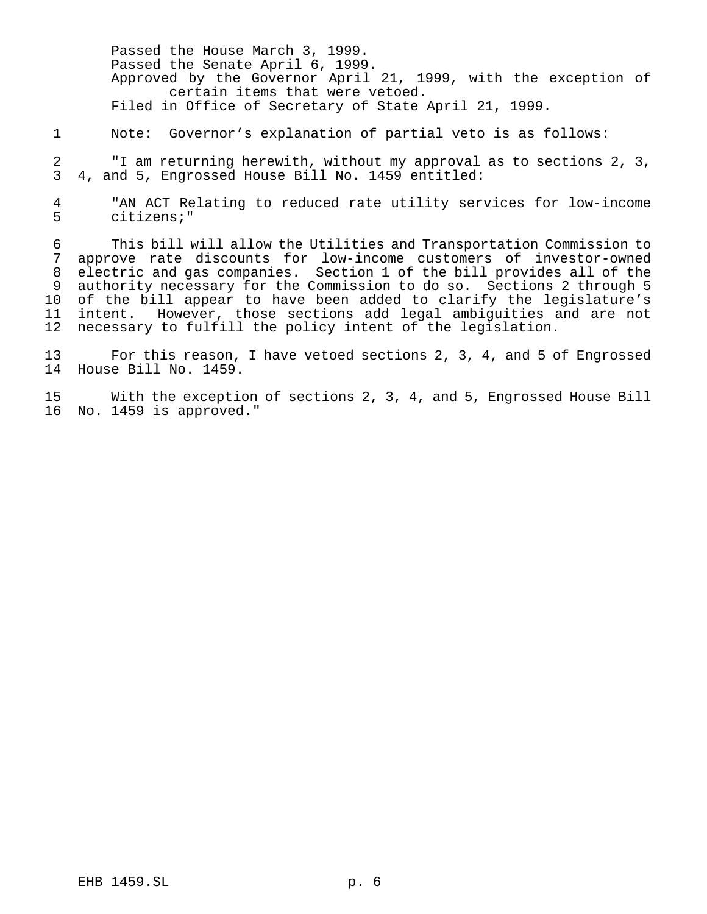Passed the House March 3, 1999.
Passed the Senate April 6, 1999.
Approved by the Governor April 21, 1999, with the exception of certain items that were vetoed.
Filed in Office of Secretary of State April 21, 1999.

Note: Governor's explanation of partial veto is as follows:

"I am returning herewith, without my approval as to sections 2, 3, 4, and 5, Engrossed House Bill No. 1459 entitled:

"AN ACT Relating to reduced rate utility services for low-income citizens;"

This bill will allow the Utilities and Transportation Commission to approve rate discounts for low-income customers of investor-owned electric and gas companies. Section 1 of the bill provides all of the authority necessary for the Commission to do so. Sections 2 through 5 of the bill appear to have been added to clarify the legislature's intent. However, those sections add legal ambiguities and are not necessary to fulfill the policy intent of the legislation.

For this reason, I have vetoed sections 2, 3, 4, and 5 of Engrossed House Bill No. 1459.

With the exception of sections 2, 3, 4, and 5, Engrossed House Bill No. 1459 is approved."